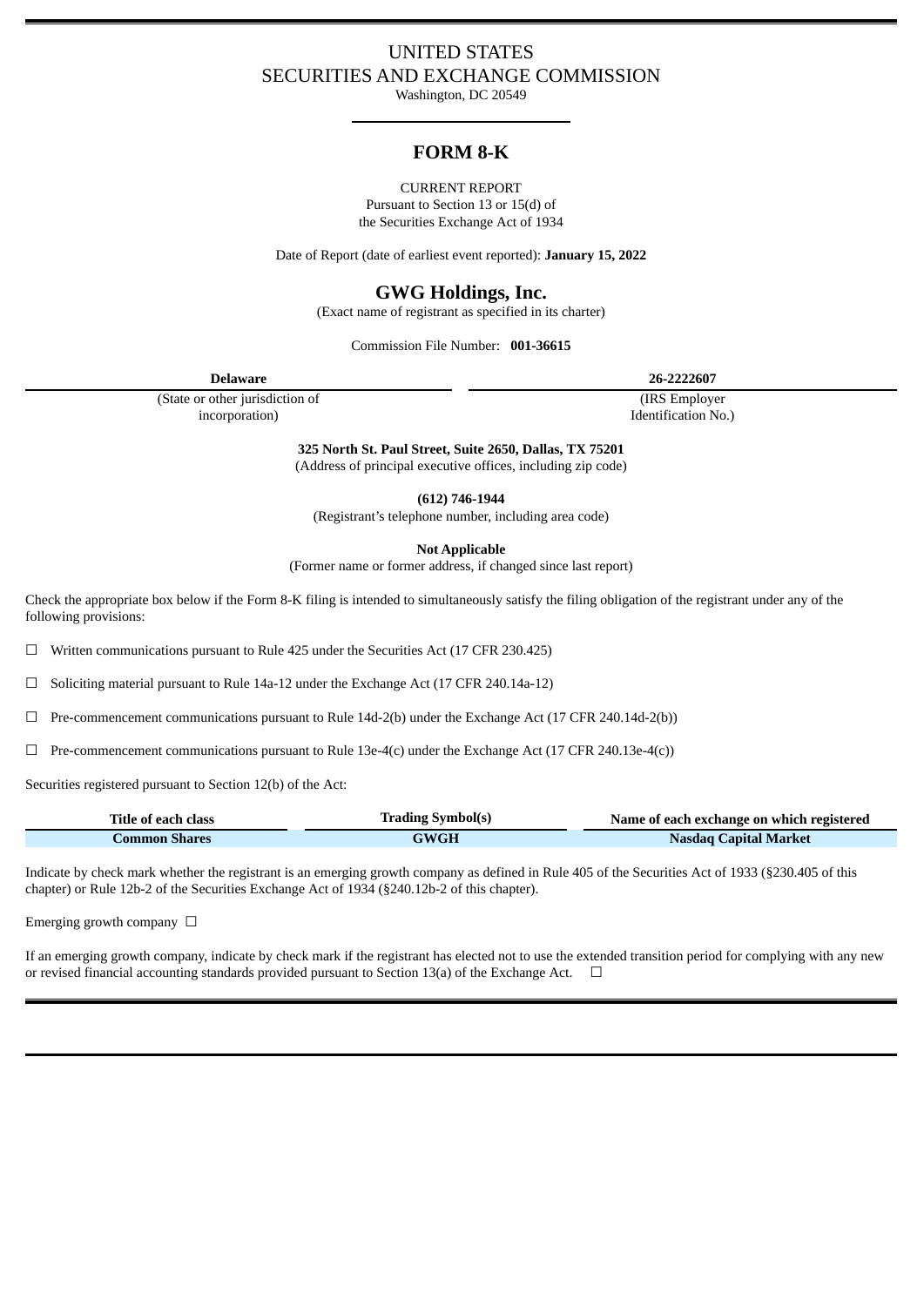UNITED STATES
SECURITIES AND EXCHANGE COMMISSION
Washington, DC 20549

# FORM 8-K

CURRENT REPORT
Pursuant to Section 13 or 15(d) of
the Securities Exchange Act of 1934

Date of Report (date of earliest event reported): **January 15, 2022**

## GWG Holdings, Inc.

(Exact name of registrant as specified in its charter)

Commission File Number: **001-36615**

| **Delaware** | **26-2222607** |
|---|---|
| (State or other jurisdiction of incorporation) | (IRS Employer Identification No.) |

**325 North St. Paul Street, Suite 2650, Dallas, TX 75201**
(Address of principal executive offices, including zip code)

**(612) 746-1944**
(Registrant's telephone number, including area code)

**Not Applicable**
(Former name or former address, if changed since last report)

Check the appropriate box below if the Form 8-K filing is intended to simultaneously satisfy the filing obligation of the registrant under any of the following provisions:

☐ Written communications pursuant to Rule 425 under the Securities Act (17 CFR 230.425)

☐ Soliciting material pursuant to Rule 14a-12 under the Exchange Act (17 CFR 240.14a-12)

☐ Pre-commencement communications pursuant to Rule 14d-2(b) under the Exchange Act (17 CFR 240.14d-2(b))

☐ Pre-commencement communications pursuant to Rule 13e-4(c) under the Exchange Act (17 CFR 240.13e-4(c))

Securities registered pursuant to Section 12(b) of the Act:

| Title of each class | Trading Symbol(s) | Name of each exchange on which registered |
|---|---|---|
| **Common Shares** | **GWGH** | **Nasdaq Capital Market** |

Indicate by check mark whether the registrant is an emerging growth company as defined in Rule 405 of the Securities Act of 1933 (§230.405 of this chapter) or Rule 12b-2 of the Securities Exchange Act of 1934 (§240.12b-2 of this chapter).

Emerging growth company ☐

If an emerging growth company, indicate by check mark if the registrant has elected not to use the extended transition period for complying with any new or revised financial accounting standards provided pursuant to Section 13(a) of the Exchange Act. ☐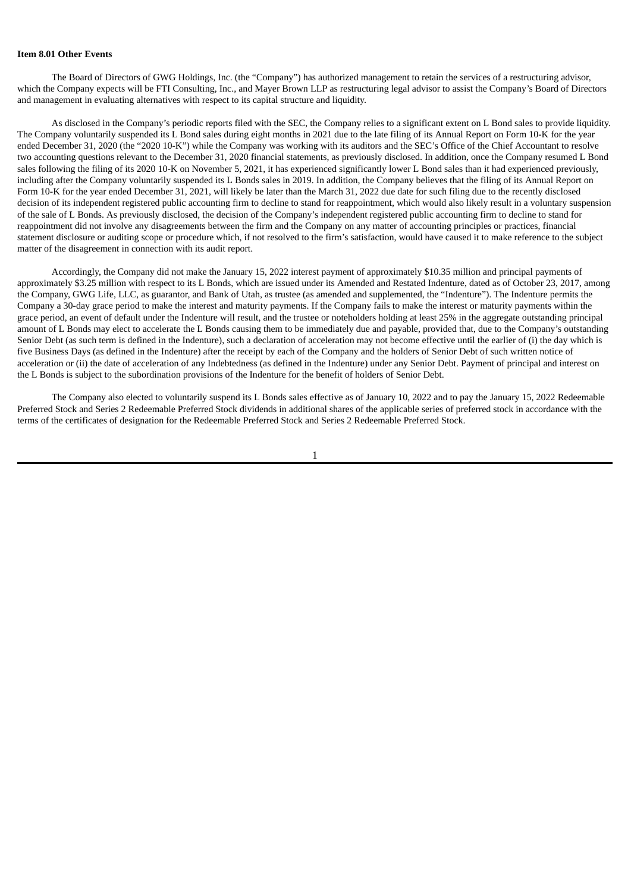**Item 8.01 Other Events**

The Board of Directors of GWG Holdings, Inc. (the "Company") has authorized management to retain the services of a restructuring advisor, which the Company expects will be FTI Consulting, Inc., and Mayer Brown LLP as restructuring legal advisor to assist the Company's Board of Directors and management in evaluating alternatives with respect to its capital structure and liquidity.

As disclosed in the Company's periodic reports filed with the SEC, the Company relies to a significant extent on L Bond sales to provide liquidity. The Company voluntarily suspended its L Bond sales during eight months in 2021 due to the late filing of its Annual Report on Form 10-K for the year ended December 31, 2020 (the "2020 10-K") while the Company was working with its auditors and the SEC's Office of the Chief Accountant to resolve two accounting questions relevant to the December 31, 2020 financial statements, as previously disclosed. In addition, once the Company resumed L Bond sales following the filing of its 2020 10-K on November 5, 2021, it has experienced significantly lower L Bond sales than it had experienced previously, including after the Company voluntarily suspended its L Bonds sales in 2019. In addition, the Company believes that the filing of its Annual Report on Form 10-K for the year ended December 31, 2021, will likely be later than the March 31, 2022 due date for such filing due to the recently disclosed decision of its independent registered public accounting firm to decline to stand for reappointment, which would also likely result in a voluntary suspension of the sale of L Bonds. As previously disclosed, the decision of the Company's independent registered public accounting firm to decline to stand for reappointment did not involve any disagreements between the firm and the Company on any matter of accounting principles or practices, financial statement disclosure or auditing scope or procedure which, if not resolved to the firm's satisfaction, would have caused it to make reference to the subject matter of the disagreement in connection with its audit report.

Accordingly, the Company did not make the January 15, 2022 interest payment of approximately $10.35 million and principal payments of approximately $3.25 million with respect to its L Bonds, which are issued under its Amended and Restated Indenture, dated as of October 23, 2017, among the Company, GWG Life, LLC, as guarantor, and Bank of Utah, as trustee (as amended and supplemented, the "Indenture"). The Indenture permits the Company a 30-day grace period to make the interest and maturity payments. If the Company fails to make the interest or maturity payments within the grace period, an event of default under the Indenture will result, and the trustee or noteholders holding at least 25% in the aggregate outstanding principal amount of L Bonds may elect to accelerate the L Bonds causing them to be immediately due and payable, provided that, due to the Company's outstanding Senior Debt (as such term is defined in the Indenture), such a declaration of acceleration may not become effective until the earlier of (i) the day which is five Business Days (as defined in the Indenture) after the receipt by each of the Company and the holders of Senior Debt of such written notice of acceleration or (ii) the date of acceleration of any Indebtedness (as defined in the Indenture) under any Senior Debt. Payment of principal and interest on the L Bonds is subject to the subordination provisions of the Indenture for the benefit of holders of Senior Debt.

The Company also elected to voluntarily suspend its L Bonds sales effective as of January 10, 2022 and to pay the January 15, 2022 Redeemable Preferred Stock and Series 2 Redeemable Preferred Stock dividends in additional shares of the applicable series of preferred stock in accordance with the terms of the certificates of designation for the Redeemable Preferred Stock and Series 2 Redeemable Preferred Stock.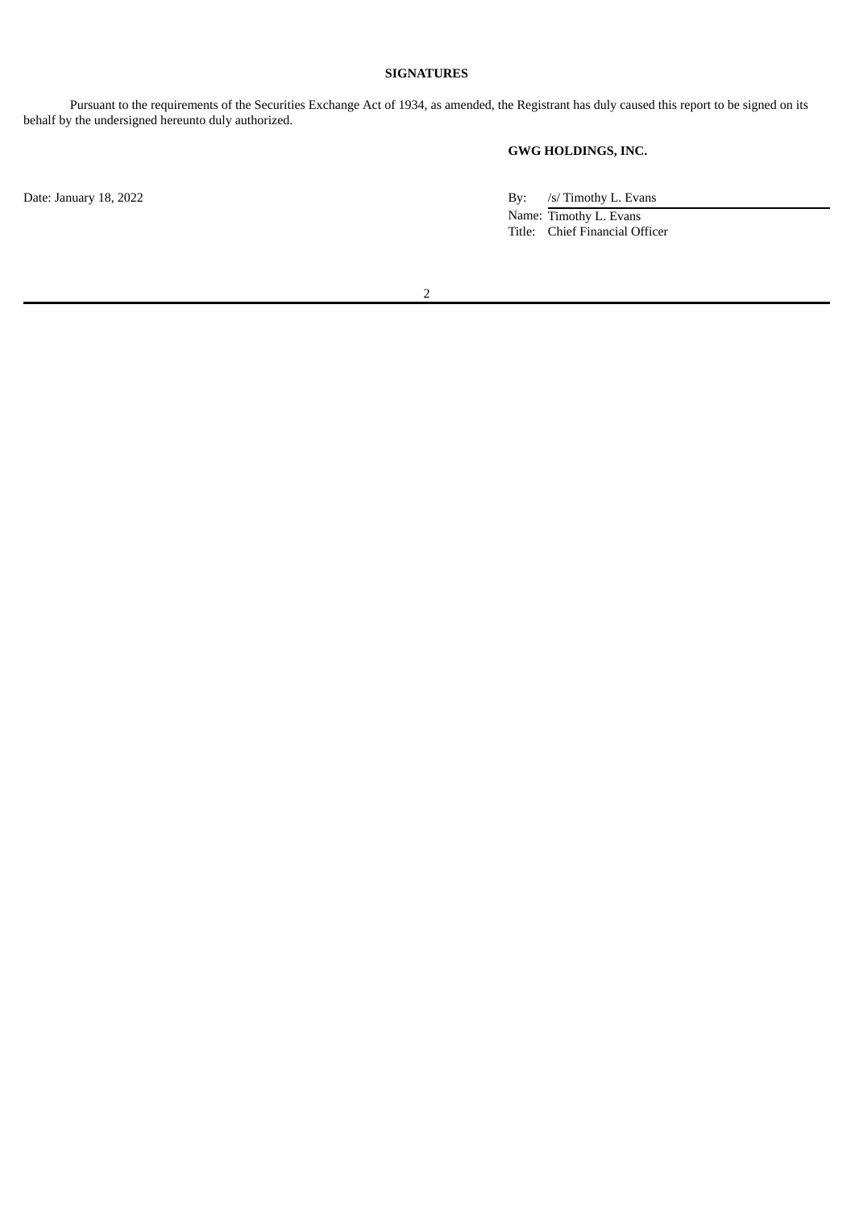**SIGNATURES**

Pursuant to the requirements of the Securities Exchange Act of 1934, as amended, the Registrant has duly caused this report to be signed on its behalf by the undersigned hereunto duly authorized.

**GWG HOLDINGS, INC.**

Date: January 18, 2022

By: /s/ Timothy L. Evans
Name: Timothy L. Evans
Title: Chief Financial Officer